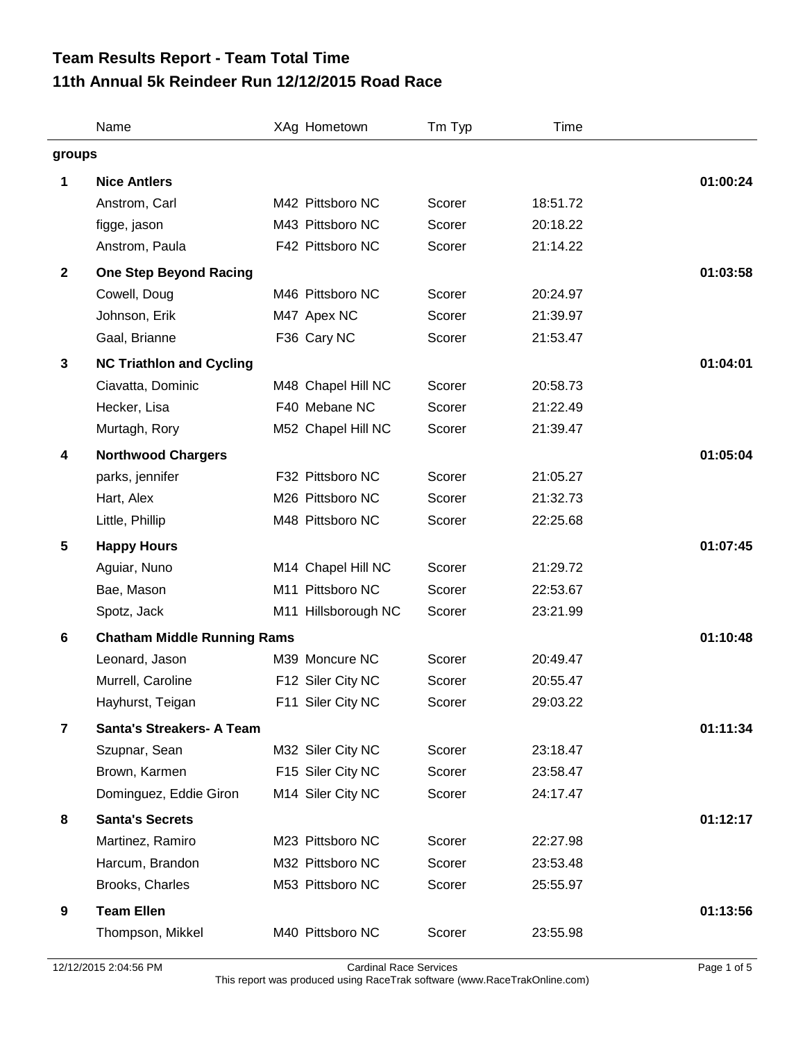# Team Results Report - Team Total Time
## 11th Annual 5k Reindeer Run 12/12/2015 Road Race

| | Name | XAg | Hometown | Tm Typ | Time | |
|---|---|---|---|---|---|---|
| **groups** | | | | | | |
| **1** | **Nice Antlers** | | | | | **01:00:24** |
| | Anstrom, Carl | M42 | Pittsboro NC | Scorer | 18:51.72 | |
| | figge, jason | M43 | Pittsboro NC | Scorer | 20:18.22 | |
| | Anstrom, Paula | F42 | Pittsboro NC | Scorer | 21:14.22 | |
| **2** | **One Step Beyond Racing** | | | | | **01:03:58** |
| | Cowell, Doug | M46 | Pittsboro NC | Scorer | 20:24.97 | |
| | Johnson, Erik | M47 | Apex NC | Scorer | 21:39.97 | |
| | Gaal, Brianne | F36 | Cary NC | Scorer | 21:53.47 | |
| **3** | **NC Triathlon and Cycling** | | | | | **01:04:01** |
| | Ciavatta, Dominic | M48 | Chapel Hill NC | Scorer | 20:58.73 | |
| | Hecker, Lisa | F40 | Mebane NC | Scorer | 21:22.49 | |
| | Murtagh, Rory | M52 | Chapel Hill NC | Scorer | 21:39.47 | |
| **4** | **Northwood Chargers** | | | | | **01:05:04** |
| | parks, jennifer | F32 | Pittsboro NC | Scorer | 21:05.27 | |
| | Hart, Alex | M26 | Pittsboro NC | Scorer | 21:32.73 | |
| | Little, Phillip | M48 | Pittsboro NC | Scorer | 22:25.68 | |
| **5** | **Happy Hours** | | | | | **01:07:45** |
| | Aguiar, Nuno | M14 | Chapel Hill NC | Scorer | 21:29.72 | |
| | Bae, Mason | M11 | Pittsboro NC | Scorer | 22:53.67 | |
| | Spotz, Jack | M11 | Hillsborough NC | Scorer | 23:21.99 | |
| **6** | **Chatham Middle Running Rams** | | | | | **01:10:48** |
| | Leonard, Jason | M39 | Moncure NC | Scorer | 20:49.47 | |
| | Murrell, Caroline | F12 | Siler City NC | Scorer | 20:55.47 | |
| | Hayhurst, Teigan | F11 | Siler City NC | Scorer | 29:03.22 | |
| **7** | **Santa's Streakers- A Team** | | | | | **01:11:34** |
| | Szupnar, Sean | M32 | Siler City NC | Scorer | 23:18.47 | |
| | Brown, Karmen | F15 | Siler City NC | Scorer | 23:58.47 | |
| | Dominguez, Eddie Giron | M14 | Siler City NC | Scorer | 24:17.47 | |
| **8** | **Santa's Secrets** | | | | | **01:12:17** |
| | Martinez, Ramiro | M23 | Pittsboro NC | Scorer | 22:27.98 | |
| | Harcum, Brandon | M32 | Pittsboro NC | Scorer | 23:53.48 | |
| | Brooks, Charles | M53 | Pittsboro NC | Scorer | 25:55.97 | |
| **9** | **Team Ellen** | | | | | **01:13:56** |
| | Thompson, Mikkel | M40 | Pittsboro NC | Scorer | 23:55.98 | |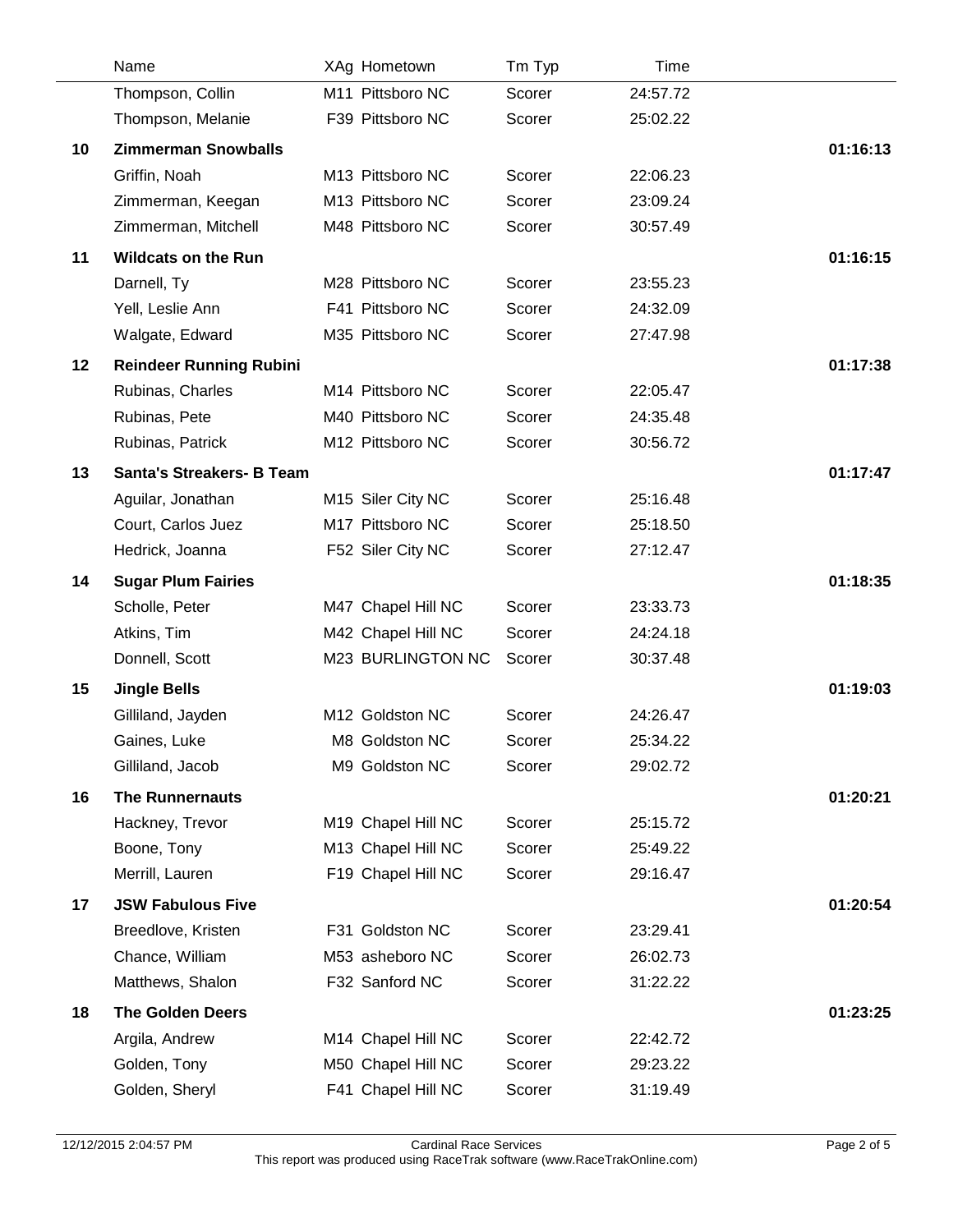| | Name | XAg | Hometown | Tm Typ | Time | |
|---|---|---|---|---|---|---|
| | Thompson, Collin | M11 | Pittsboro NC | Scorer | 24:57.72 | |
| | Thompson, Melanie | F39 | Pittsboro NC | Scorer | 25:02.22 | |
| **10** | **Zimmerman Snowballs** | | | | | **01:16:13** |
| | Griffin, Noah | M13 | Pittsboro NC | Scorer | 22:06.23 | |
| | Zimmerman, Keegan | M13 | Pittsboro NC | Scorer | 23:09.24 | |
| | Zimmerman, Mitchell | M48 | Pittsboro NC | Scorer | 30:57.49 | |
| **11** | **Wildcats on the Run** | | | | | **01:16:15** |
| | Darnell, Ty | M28 | Pittsboro NC | Scorer | 23:55.23 | |
| | Yell, Leslie Ann | F41 | Pittsboro NC | Scorer | 24:32.09 | |
| | Walgate, Edward | M35 | Pittsboro NC | Scorer | 27:47.98 | |
| **12** | **Reindeer Running Rubini** | | | | | **01:17:38** |
| | Rubinas, Charles | M14 | Pittsboro NC | Scorer | 22:05.47 | |
| | Rubinas, Pete | M40 | Pittsboro NC | Scorer | 24:35.48 | |
| | Rubinas, Patrick | M12 | Pittsboro NC | Scorer | 30:56.72 | |
| **13** | **Santa's Streakers- B Team** | | | | | **01:17:47** |
| | Aguilar, Jonathan | M15 | Siler City NC | Scorer | 25:16.48 | |
| | Court, Carlos Juez | M17 | Pittsboro NC | Scorer | 25:18.50 | |
| | Hedrick, Joanna | F52 | Siler City NC | Scorer | 27:12.47 | |
| **14** | **Sugar Plum Fairies** | | | | | **01:18:35** |
| | Scholle, Peter | M47 | Chapel Hill NC | Scorer | 23:33.73 | |
| | Atkins, Tim | M42 | Chapel Hill NC | Scorer | 24:24.18 | |
| | Donnell, Scott | M23 | BURLINGTON NC | Scorer | 30:37.48 | |
| **15** | **Jingle Bells** | | | | | **01:19:03** |
| | Gilliland, Jayden | M12 | Goldston NC | Scorer | 24:26.47 | |
| | Gaines, Luke | M8 | Goldston NC | Scorer | 25:34.22 | |
| | Gilliland, Jacob | M9 | Goldston NC | Scorer | 29:02.72 | |
| **16** | **The Runnernauts** | | | | | **01:20:21** |
| | Hackney, Trevor | M19 | Chapel Hill NC | Scorer | 25:15.72 | |
| | Boone, Tony | M13 | Chapel Hill NC | Scorer | 25:49.22 | |
| | Merrill, Lauren | F19 | Chapel Hill NC | Scorer | 29:16.47 | |
| **17** | **JSW Fabulous Five** | | | | | **01:20:54** |
| | Breedlove, Kristen | F31 | Goldston NC | Scorer | 23:29.41 | |
| | Chance, William | M53 | asheboro NC | Scorer | 26:02.73 | |
| | Matthews, Shalon | F32 | Sanford NC | Scorer | 31:22.22 | |
| **18** | **The Golden Deers** | | | | | **01:23:25** |
| | Argila, Andrew | M14 | Chapel Hill NC | Scorer | 22:42.72 | |
| | Golden, Tony | M50 | Chapel Hill NC | Scorer | 29:23.22 | |
| | Golden, Sheryl | F41 | Chapel Hill NC | Scorer | 31:19.49 | |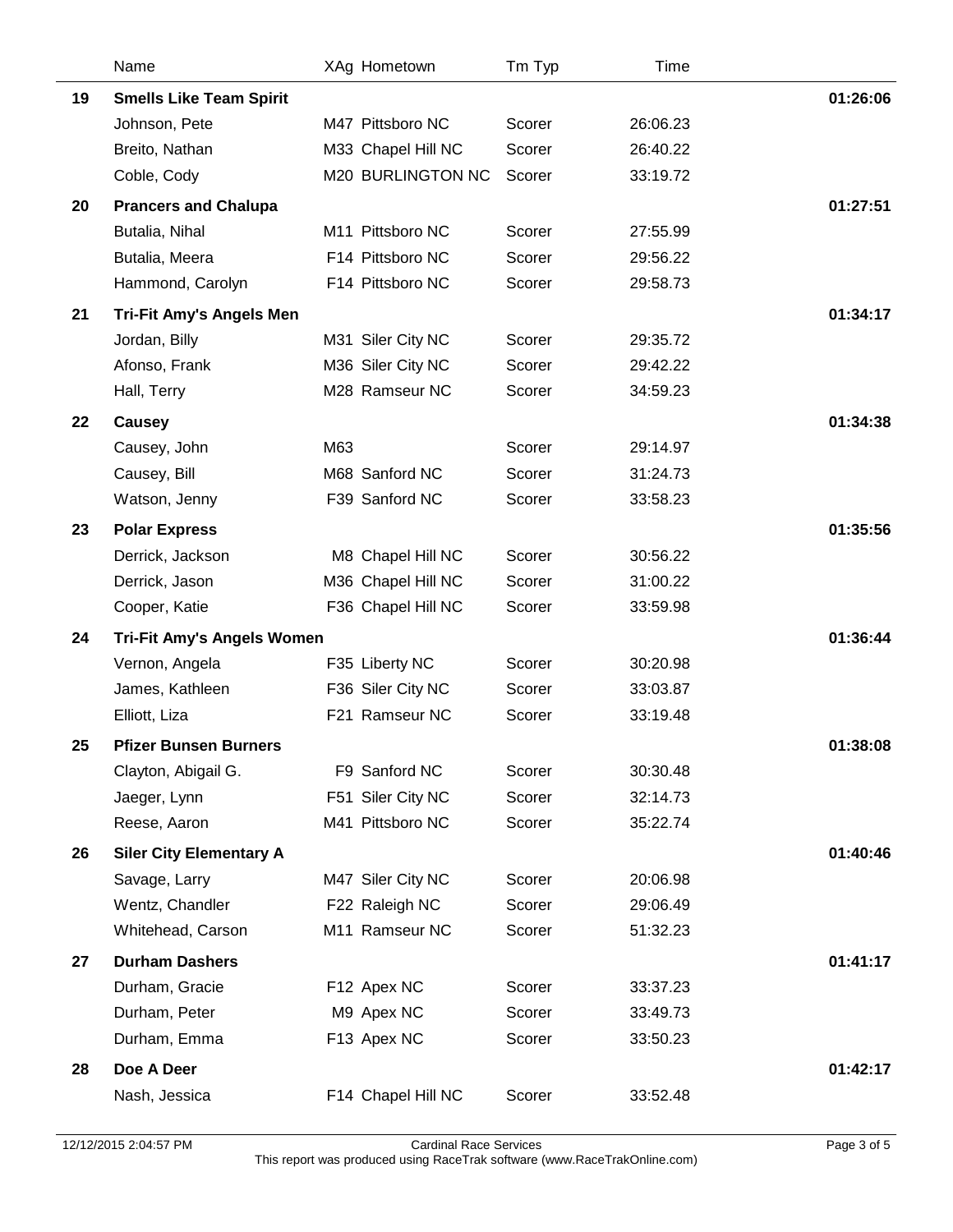| | Name | XAg | Hometown | Tm Typ | Time | |
|---|---|---|---|---|---|---|
| 19 | **Smells Like Team Spirit** | | | | | **01:26:06** |
| | Johnson, Pete | M47 | Pittsboro NC | Scorer | 26:06.23 | |
| | Breito, Nathan | M33 | Chapel Hill NC | Scorer | 26:40.22 | |
| | Coble, Cody | M20 | BURLINGTON NC | Scorer | 33:19.72 | |
| 20 | **Prancers and Chalupa** | | | | | **01:27:51** |
| | Butalia, Nihal | M11 | Pittsboro NC | Scorer | 27:55.99 | |
| | Butalia, Meera | F14 | Pittsboro NC | Scorer | 29:56.22 | |
| | Hammond, Carolyn | F14 | Pittsboro NC | Scorer | 29:58.73 | |
| 21 | **Tri-Fit Amy's Angels Men** | | | | | **01:34:17** |
| | Jordan, Billy | M31 | Siler City NC | Scorer | 29:35.72 | |
| | Afonso, Frank | M36 | Siler City NC | Scorer | 29:42.22 | |
| | Hall, Terry | M28 | Ramseur NC | Scorer | 34:59.23 | |
| 22 | **Causey** | | | | | **01:34:38** |
| | Causey, John | M63 | | Scorer | 29:14.97 | |
| | Causey, Bill | M68 | Sanford NC | Scorer | 31:24.73 | |
| | Watson, Jenny | F39 | Sanford NC | Scorer | 33:58.23 | |
| 23 | **Polar Express** | | | | | **01:35:56** |
| | Derrick, Jackson | M8 | Chapel Hill NC | Scorer | 30:56.22 | |
| | Derrick, Jason | M36 | Chapel Hill NC | Scorer | 31:00.22 | |
| | Cooper, Katie | F36 | Chapel Hill NC | Scorer | 33:59.98 | |
| 24 | **Tri-Fit Amy's Angels Women** | | | | | **01:36:44** |
| | Vernon, Angela | F35 | Liberty NC | Scorer | 30:20.98 | |
| | James, Kathleen | F36 | Siler City NC | Scorer | 33:03.87 | |
| | Elliott, Liza | F21 | Ramseur NC | Scorer | 33:19.48 | |
| 25 | **Pfizer Bunsen Burners** | | | | | **01:38:08** |
| | Clayton, Abigail G. | F9 | Sanford NC | Scorer | 30:30.48 | |
| | Jaeger, Lynn | F51 | Siler City NC | Scorer | 32:14.73 | |
| | Reese, Aaron | M41 | Pittsboro NC | Scorer | 35:22.74 | |
| 26 | **Siler City Elementary A** | | | | | **01:40:46** |
| | Savage, Larry | M47 | Siler City NC | Scorer | 20:06.98 | |
| | Wentz, Chandler | F22 | Raleigh NC | Scorer | 29:06.49 | |
| | Whitehead, Carson | M11 | Ramseur NC | Scorer | 51:32.23 | |
| 27 | **Durham Dashers** | | | | | **01:41:17** |
| | Durham, Gracie | F12 | Apex NC | Scorer | 33:37.23 | |
| | Durham, Peter | M9 | Apex NC | Scorer | 33:49.73 | |
| | Durham, Emma | F13 | Apex NC | Scorer | 33:50.23 | |
| 28 | **Doe A Deer** | | | | | **01:42:17** |
| | Nash, Jessica | F14 | Chapel Hill NC | Scorer | 33:52.48 | |

12/12/2015 2:04:57 PM — Cardinal Race Services — This report was produced using RaceTrak software (www.RaceTrakOnline.com)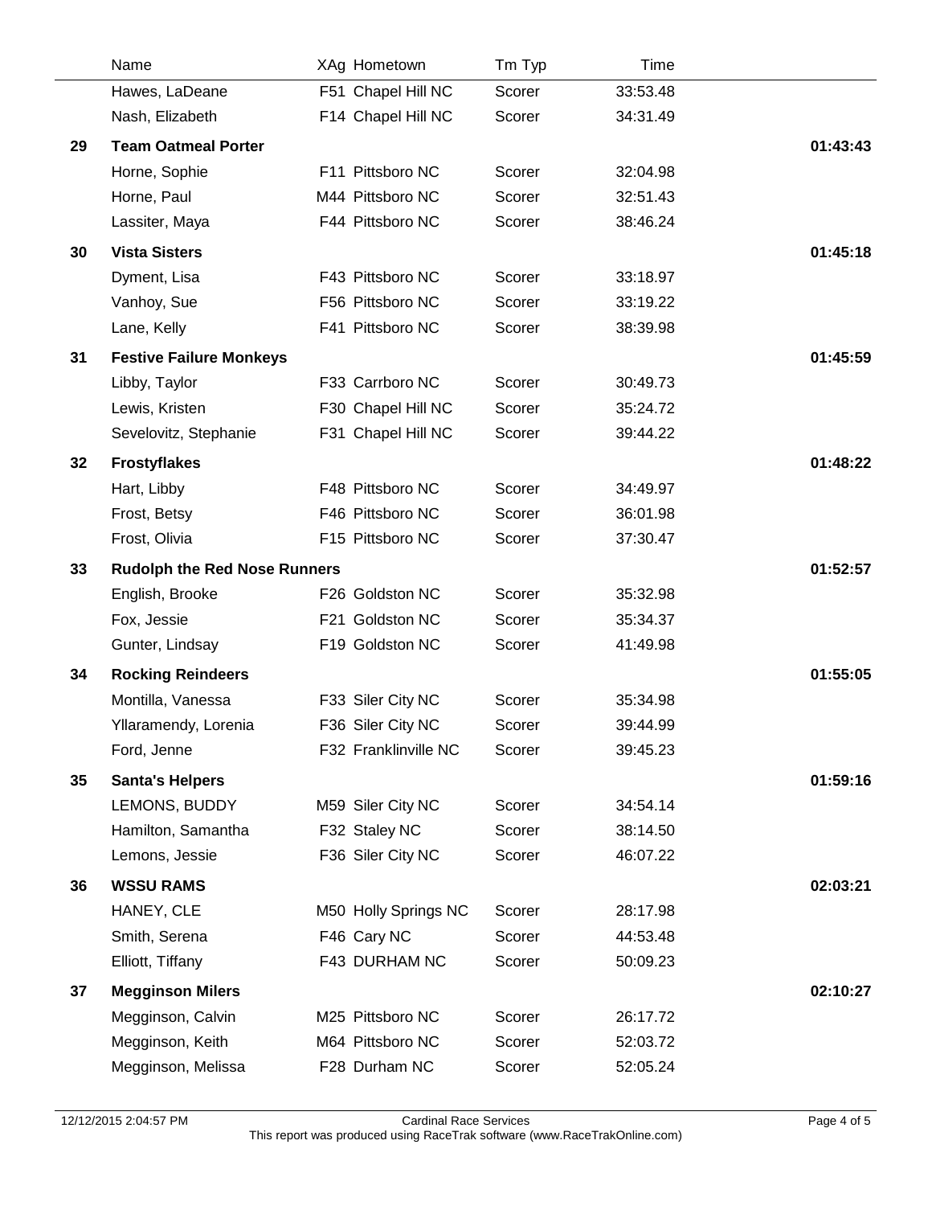| | Name | XAg | Hometown | Tm Typ | Time | |
|---|---|---|---|---|---|---|
| | Hawes, LaDeane | F51 | Chapel Hill NC | Scorer | 33:53.48 | |
| | Nash, Elizabeth | F14 | Chapel Hill NC | Scorer | 34:31.49 | |
| **29** | **Team Oatmeal Porter** | | | | | **01:43:43** |
| | Horne, Sophie | F11 | Pittsboro NC | Scorer | 32:04.98 | |
| | Horne, Paul | M44 | Pittsboro NC | Scorer | 32:51.43 | |
| | Lassiter, Maya | F44 | Pittsboro NC | Scorer | 38:46.24 | |
| **30** | **Vista Sisters** | | | | | **01:45:18** |
| | Dyment, Lisa | F43 | Pittsboro NC | Scorer | 33:18.97 | |
| | Vanhoy, Sue | F56 | Pittsboro NC | Scorer | 33:19.22 | |
| | Lane, Kelly | F41 | Pittsboro NC | Scorer | 38:39.98 | |
| **31** | **Festive Failure Monkeys** | | | | | **01:45:59** |
| | Libby, Taylor | F33 | Carrboro NC | Scorer | 30:49.73 | |
| | Lewis, Kristen | F30 | Chapel Hill NC | Scorer | 35:24.72 | |
| | Sevelovitz, Stephanie | F31 | Chapel Hill NC | Scorer | 39:44.22 | |
| **32** | **Frostyflakes** | | | | | **01:48:22** |
| | Hart, Libby | F48 | Pittsboro NC | Scorer | 34:49.97 | |
| | Frost, Betsy | F46 | Pittsboro NC | Scorer | 36:01.98 | |
| | Frost, Olivia | F15 | Pittsboro NC | Scorer | 37:30.47 | |
| **33** | **Rudolph the Red Nose Runners** | | | | | **01:52:57** |
| | English, Brooke | F26 | Goldston NC | Scorer | 35:32.98 | |
| | Fox, Jessie | F21 | Goldston NC | Scorer | 35:34.37 | |
| | Gunter, Lindsay | F19 | Goldston NC | Scorer | 41:49.98 | |
| **34** | **Rocking Reindeers** | | | | | **01:55:05** |
| | Montilla, Vanessa | F33 | Siler City NC | Scorer | 35:34.98 | |
| | Yllaramendy, Lorenia | F36 | Siler City NC | Scorer | 39:44.99 | |
| | Ford, Jenne | F32 | Franklinville NC | Scorer | 39:45.23 | |
| **35** | **Santa's Helpers** | | | | | **01:59:16** |
| | LEMONS, BUDDY | M59 | Siler City NC | Scorer | 34:54.14 | |
| | Hamilton, Samantha | F32 | Staley NC | Scorer | 38:14.50 | |
| | Lemons, Jessie | F36 | Siler City NC | Scorer | 46:07.22 | |
| **36** | **WSSU RAMS** | | | | | **02:03:21** |
| | HANEY, CLE | M50 | Holly Springs NC | Scorer | 28:17.98 | |
| | Smith, Serena | F46 | Cary NC | Scorer | 44:53.48 | |
| | Elliott, Tiffany | F43 | DURHAM NC | Scorer | 50:09.23 | |
| **37** | **Megginson Milers** | | | | | **02:10:27** |
| | Megginson, Calvin | M25 | Pittsboro NC | Scorer | 26:17.72 | |
| | Megginson, Keith | M64 | Pittsboro NC | Scorer | 52:03.72 | |
| | Megginson, Melissa | F28 | Durham NC | Scorer | 52:05.24 | |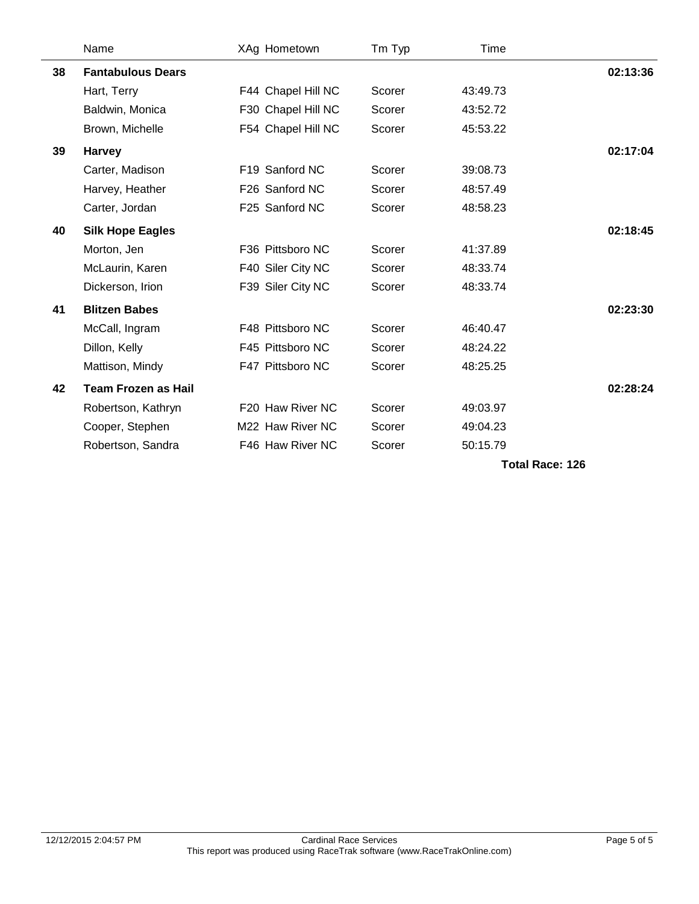| | Name | XAg | Hometown | Tm Typ | Time | |
|---|---|---|---|---|---|---|
| **38** | **Fantabulous Dears** | | | | | **02:13:36** |
| | Hart, Terry | F44 | Chapel Hill NC | Scorer | 43:49.73 | |
| | Baldwin, Monica | F30 | Chapel Hill NC | Scorer | 43:52.72 | |
| | Brown, Michelle | F54 | Chapel Hill NC | Scorer | 45:53.22 | |
| **39** | **Harvey** | | | | | **02:17:04** |
| | Carter, Madison | F19 | Sanford NC | Scorer | 39:08.73 | |
| | Harvey, Heather | F26 | Sanford NC | Scorer | 48:57.49 | |
| | Carter, Jordan | F25 | Sanford NC | Scorer | 48:58.23 | |
| **40** | **Silk Hope Eagles** | | | | | **02:18:45** |
| | Morton, Jen | F36 | Pittsboro NC | Scorer | 41:37.89 | |
| | McLaurin, Karen | F40 | Siler City NC | Scorer | 48:33.74 | |
| | Dickerson, Irion | F39 | Siler City NC | Scorer | 48:33.74 | |
| **41** | **Blitzen Babes** | | | | | **02:23:30** |
| | McCall, Ingram | F48 | Pittsboro NC | Scorer | 46:40.47 | |
| | Dillon, Kelly | F45 | Pittsboro NC | Scorer | 48:24.22 | |
| | Mattison, Mindy | F47 | Pittsboro NC | Scorer | 48:25.25 | |
| **42** | **Team Frozen as Hail** | | | | | **02:28:24** |
| | Robertson, Kathryn | F20 | Haw River NC | Scorer | 49:03.97 | |
| | Cooper, Stephen | M22 | Haw River NC | Scorer | 49:04.23 | |
| | Robertson, Sandra | F46 | Haw River NC | Scorer | 50:15.79 | |

**Total Race: 126**

12/12/2015 2:04:57 PM

Cardinal Race Services

This report was produced using RaceTrak software (www.RaceTrakOnline.com)